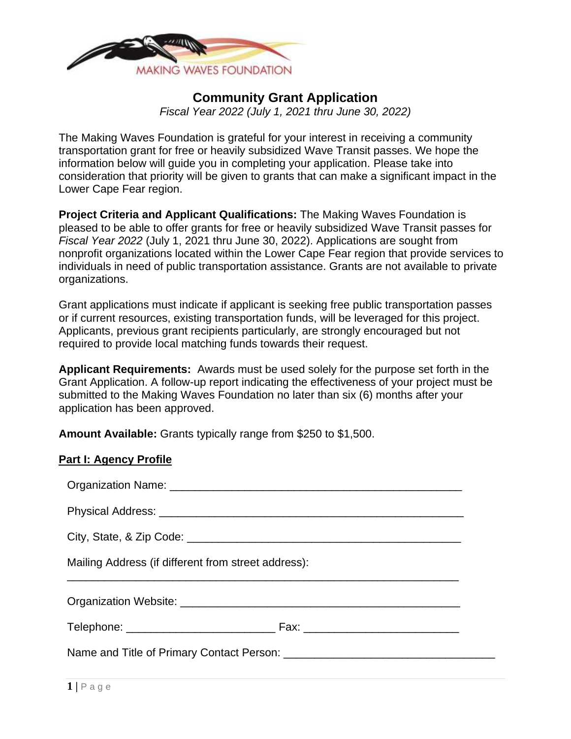MAKING WAVES FOUNDATION

# Community Grant Application

*Fiscal Year 2022 (July 1, 2021 thru June 30, 2022)*

The Making Waves Foundation is grateful for your interest in receiving a community transportation grant for free or heavily subsidized Wave Transit passes. We hope the information below will guide you in completing your application. Please take into consideration that priority will be given to grants that can make a significant impact in the Lower Cape Fear region.

**Project Criteria and Applicant Qualifications:** The Making Waves Foundation is pleased to be able to offer grants for free or heavily subsidized Wave Transit passes for *Fiscal Year 2022* (July 1, 2021 thru June 30, 2022). Applications are sought from nonprofit organizations located within the Lower Cape Fear region that provide services to individuals in need of public transportation assistance. Grants are not available to private organizations.

Grant applications must indicate if applicant is seeking free public transportation passes or if current resources, existing transportation funds, will be leveraged for this project. Applicants, previous grant recipients particularly, are strongly encouraged but not required to provide local matching funds towards their request.

**Applicant Requirements:** Awards must be used solely for the purpose set forth in the Grant Application. A follow-up report indicating the effectiveness of your project must be submitted to the Making Waves Foundation no later than six (6) months after your application has been approved.

**Amount Available:** Grants typically range from $250 to $1,500.

## Part I: Agency Profile

Organization Name: ____________________________________________

Physical Address: ______________________________________________

City, State, & Zip Code: ________________________________________

Mailing Address (if different from street address):

___________________________________________________________

Organization Website: __________________________________________

Telephone: ______________________ Fax: _______________________

Name and Title of Primary Contact Person: ______________________________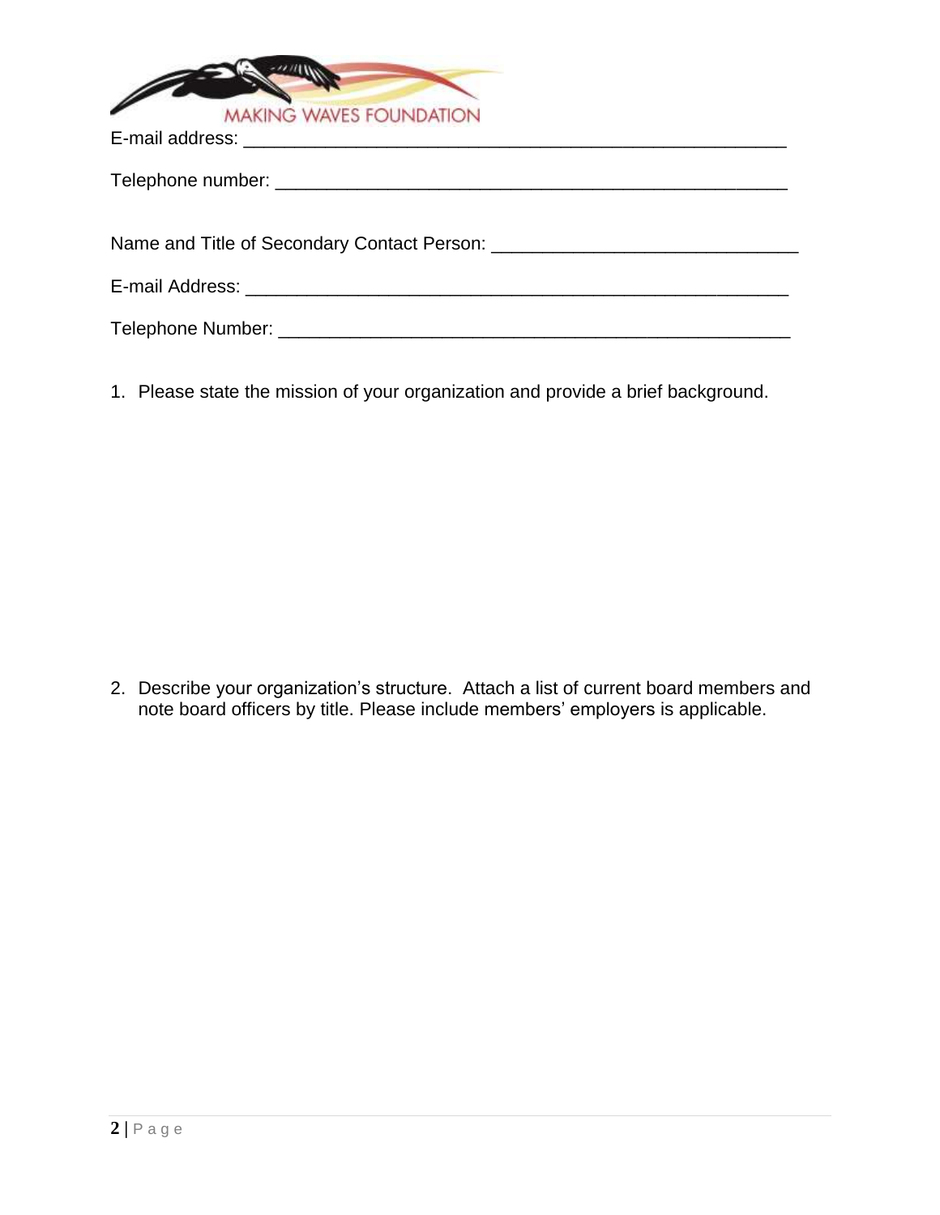MAKING WAVES FOUNDATION

E-mail address: ______________________________________________________

Telephone number: ___________________________________________________

Name and Title of Secondary Contact Person: ____________________________

E-mail Address: ______________________________________________________

Telephone Number: ___________________________________________________

1. Please state the mission of your organization and provide a brief background.

2. Describe your organization's structure. Attach a list of current board members and note board officers by title. Please include members' employers is applicable.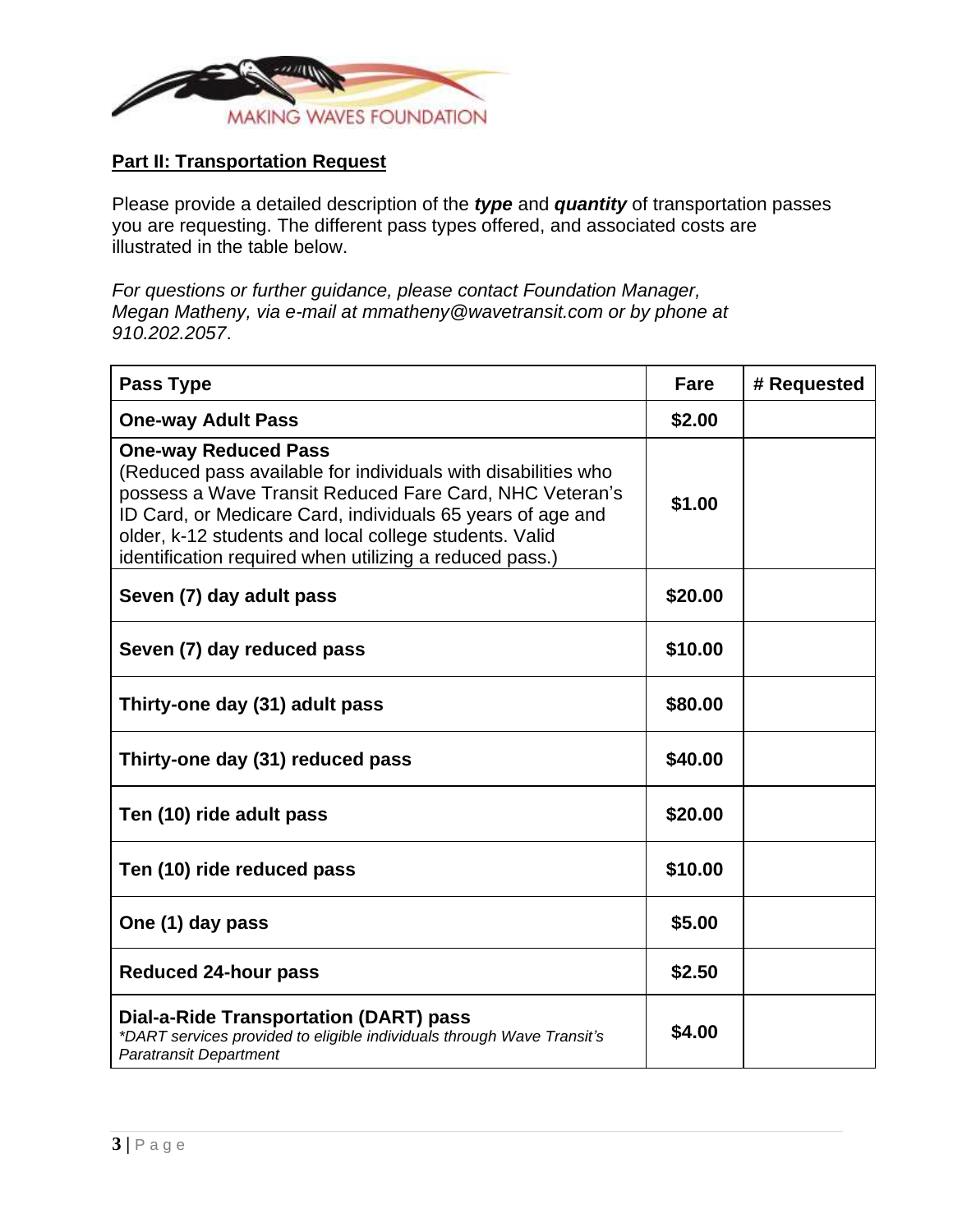MAKING WAVES FOUNDATION

## Part II: Transportation Request

Please provide a detailed description of the ***type*** and ***quantity*** of transportation passes you are requesting. The different pass types offered, and associated costs are illustrated in the table below.

*For questions or further guidance, please contact Foundation Manager, Megan Matheny, via e-mail at mmatheny@wavetransit.com or by phone at 910.202.2057*.

| Pass Type | Fare | # Requested |
|---|---|---|
| **One-way Adult Pass** | **$2.00** | |
| **One-way Reduced Pass** (Reduced pass available for individuals with disabilities who possess a Wave Transit Reduced Fare Card, NHC Veteran's ID Card, or Medicare Card, individuals 65 years of age and older, k-12 students and local college students. Valid identification required when utilizing a reduced pass.) | **$1.00** | |
| **Seven (7) day adult pass** | **$20.00** | |
| **Seven (7) day reduced pass** | **$10.00** | |
| **Thirty-one day (31) adult pass** | **$80.00** | |
| **Thirty-one day (31) reduced pass** | **$40.00** | |
| **Ten (10) ride adult pass** | **$20.00** | |
| **Ten (10) ride reduced pass** | **$10.00** | |
| **One (1) day pass** | **$5.00** | |
| **Reduced 24-hour pass** | **$2.50** | |
| **Dial-a-Ride Transportation (DART) pass** *\*DART services provided to eligible individuals through Wave Transit's Paratransit Department* | **$4.00** | |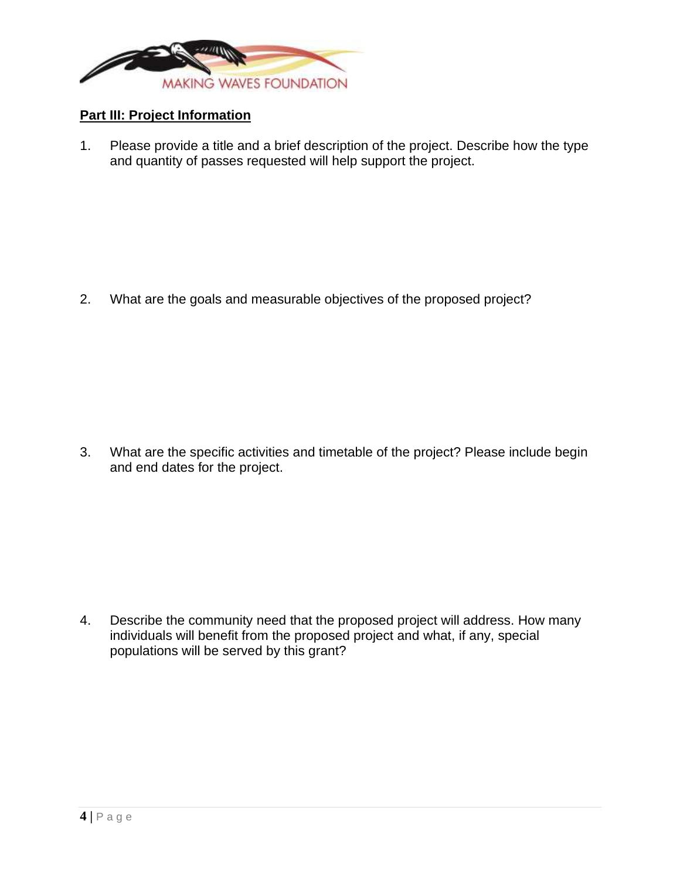**Part III: Project Information**

1. Please provide a title and a brief description of the project. Describe how the type and quantity of passes requested will help support the project.

2. What are the goals and measurable objectives of the proposed project?

3. What are the specific activities and timetable of the project? Please include begin and end dates for the project.

4. Describe the community need that the proposed project will address. How many individuals will benefit from the proposed project and what, if any, special populations will be served by this grant?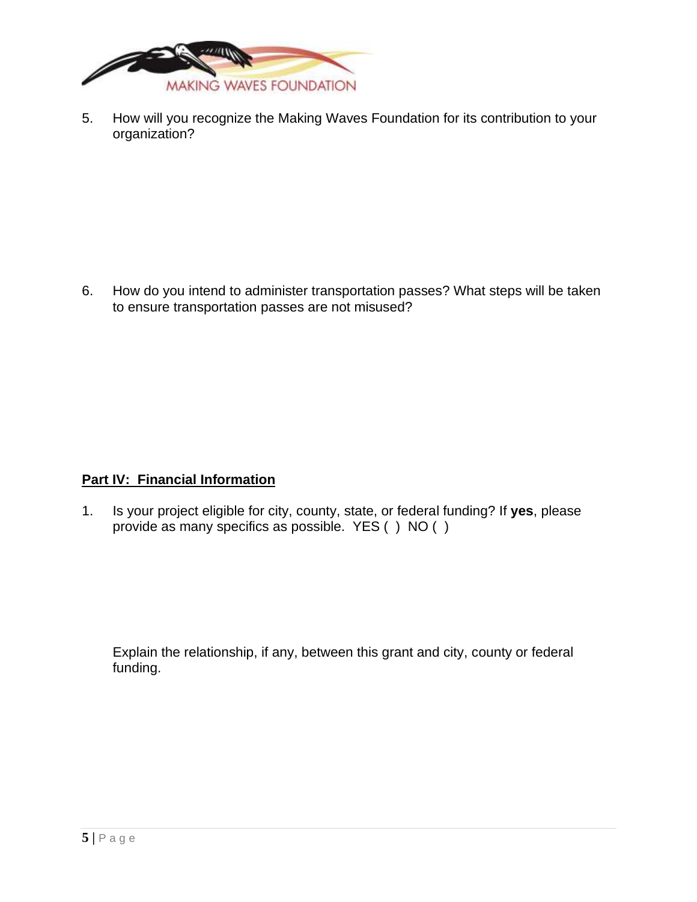5. How will you recognize the Making Waves Foundation for its contribution to your organization?

6. How do you intend to administer transportation passes? What steps will be taken to ensure transportation passes are not misused?

## Part IV: Financial Information

1. Is your project eligible for city, county, state, or federal funding? If **yes**, please provide as many specifics as possible. YES ( ) NO ( )

   Explain the relationship, if any, between this grant and city, county or federal funding.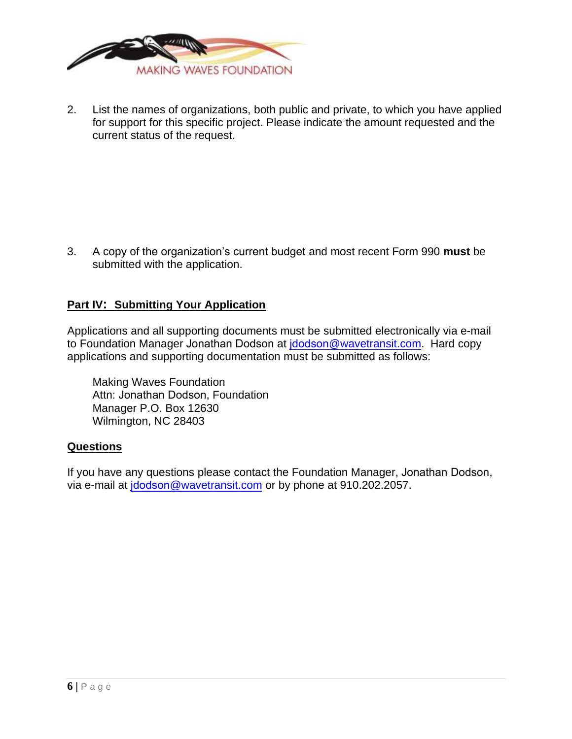2. List the names of organizations, both public and private, to which you have applied for support for this specific project. Please indicate the amount requested and the current status of the request.

3. A copy of the organization's current budget and most recent Form 990 **must** be submitted with the application.

## Part IV: Submitting Your Application

Applications and all supporting documents must be submitted electronically via e-mail to Foundation Manager Jonathan Dodson at jdodson@wavetransit.com. Hard copy applications and supporting documentation must be submitted as follows:

Making Waves Foundation
Attn: Jonathan Dodson, Foundation
Manager P.O. Box 12630
Wilmington, NC 28403

## Questions

If you have any questions please contact the Foundation Manager, Jonathan Dodson, via e-mail at jdodson@wavetransit.com or by phone at 910.202.2057.